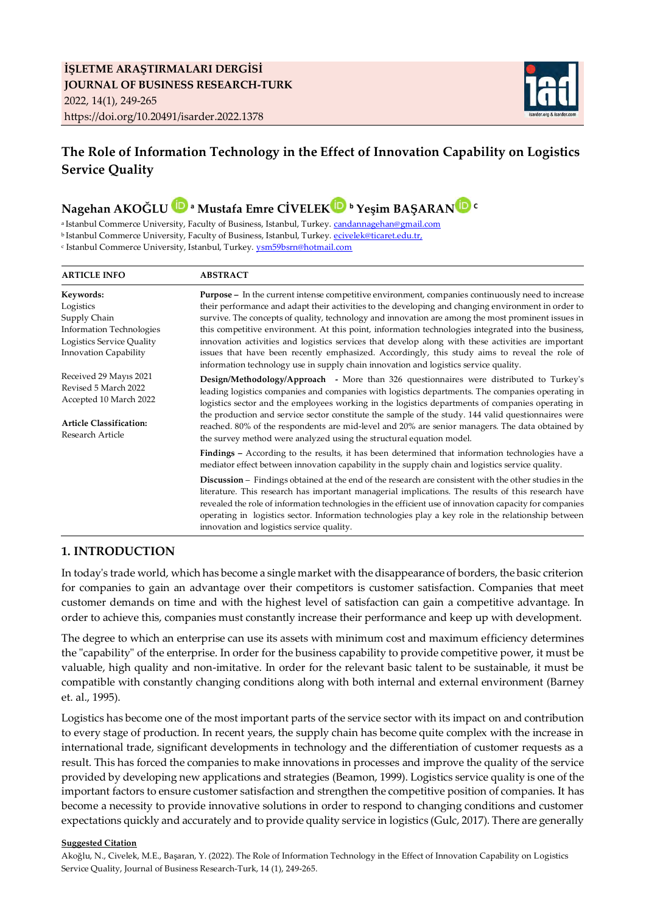**İŞLETME ARAŞTIRMALARI DERGİSİ**
**JOURNAL OF BUSINESS RESEARCH-TURK**
2022, 14(1), 249-265
https://doi.org/10.20491/isarder.2022.1378

# The Role of Information Technology in the Effect of Innovation Capability on Logistics Service Quality

**Nagehan AKOĞLU** [a] **Mustafa Emre CİVELEK** [b] **Yeşim BAŞARAN** [c]

[a] Istanbul Commerce University, Faculty of Business, Istanbul, Turkey. candannagehan@gmail.com
[b] Istanbul Commerce University, Faculty of Business, Istanbul, Turkey. ecivelek@ticaret.edu.tr,
[c] Istanbul Commerce University, Istanbul, Turkey. ysm59bsrn@hotmail.com

| ARTICLE INFO | ABSTRACT |
|---|---|
| **Keywords:** Logistics, Supply Chain, Information Technologies, Logistics Service Quality, Innovation Capability | **Purpose –** In the current intense competitive environment, companies continuously need to increase their performance and adapt their activities to the developing and changing environment in order to survive. The concepts of quality, technology and innovation are among the most prominent issues in this competitive environment. At this point, information technologies integrated into the business, innovation activities and logistics services that develop along with these activities are important issues that have been recently emphasized. Accordingly, this study aims to reveal the role of information technology use in supply chain innovation and logistics service quality. |
| Received 29 Mayıs 2021, Revised 5 March 2022, Accepted 10 March 2022 | **Design/Methodology/Approach -** More than 326 questionnaires were distributed to Turkey's leading logistics companies and companies with logistics departments. The companies operating in logistics sector and the employees working in the logistics departments of companies operating in the production and service sector constitute the sample of the study. 144 valid questionnaires were reached. 80% of the respondents are mid-level and 20% are senior managers. The data obtained by the survey method were analyzed using the structural equation model. |
| **Article Classification:** Research Article | **Findings –** According to the results, it has been determined that information technologies have a mediator effect between innovation capability in the supply chain and logistics service quality. |
| | **Discussion –** Findings obtained at the end of the research are consistent with the other studies in the literature. This research has important managerial implications. The results of this research have revealed the role of information technologies in the efficient use of innovation capacity for companies operating in logistics sector. Information technologies play a key role in the relationship between innovation and logistics service quality. |

## 1. INTRODUCTION

In today's trade world, which has become a single market with the disappearance of borders, the basic criterion for companies to gain an advantage over their competitors is customer satisfaction. Companies that meet customer demands on time and with the highest level of satisfaction can gain a competitive advantage. In order to achieve this, companies must constantly increase their performance and keep up with development.

The degree to which an enterprise can use its assets with minimum cost and maximum efficiency determines the "capability" of the enterprise. In order for the business capability to provide competitive power, it must be valuable, high quality and non-imitative. In order for the relevant basic talent to be sustainable, it must be compatible with constantly changing conditions along with both internal and external environment (Barney et. al., 1995).

Logistics has become one of the most important parts of the service sector with its impact on and contribution to every stage of production. In recent years, the supply chain has become quite complex with the increase in international trade, significant developments in technology and the differentiation of customer requests as a result. This has forced the companies to make innovations in processes and improve the quality of the service provided by developing new applications and strategies (Beamon, 1999). Logistics service quality is one of the important factors to ensure customer satisfaction and strengthen the competitive position of companies. It has become a necessity to provide innovative solutions in order to respond to changing conditions and customer expectations quickly and accurately and to provide quality service in logistics (Gulc, 2017). There are generally

**Suggested Citation**
Akoğlu, N., Civelek, M.E., Başaran, Y. (2022). The Role of Information Technology in the Effect of Innovation Capability on Logistics Service Quality, Journal of Business Research-Turk, 14 (1), 249-265.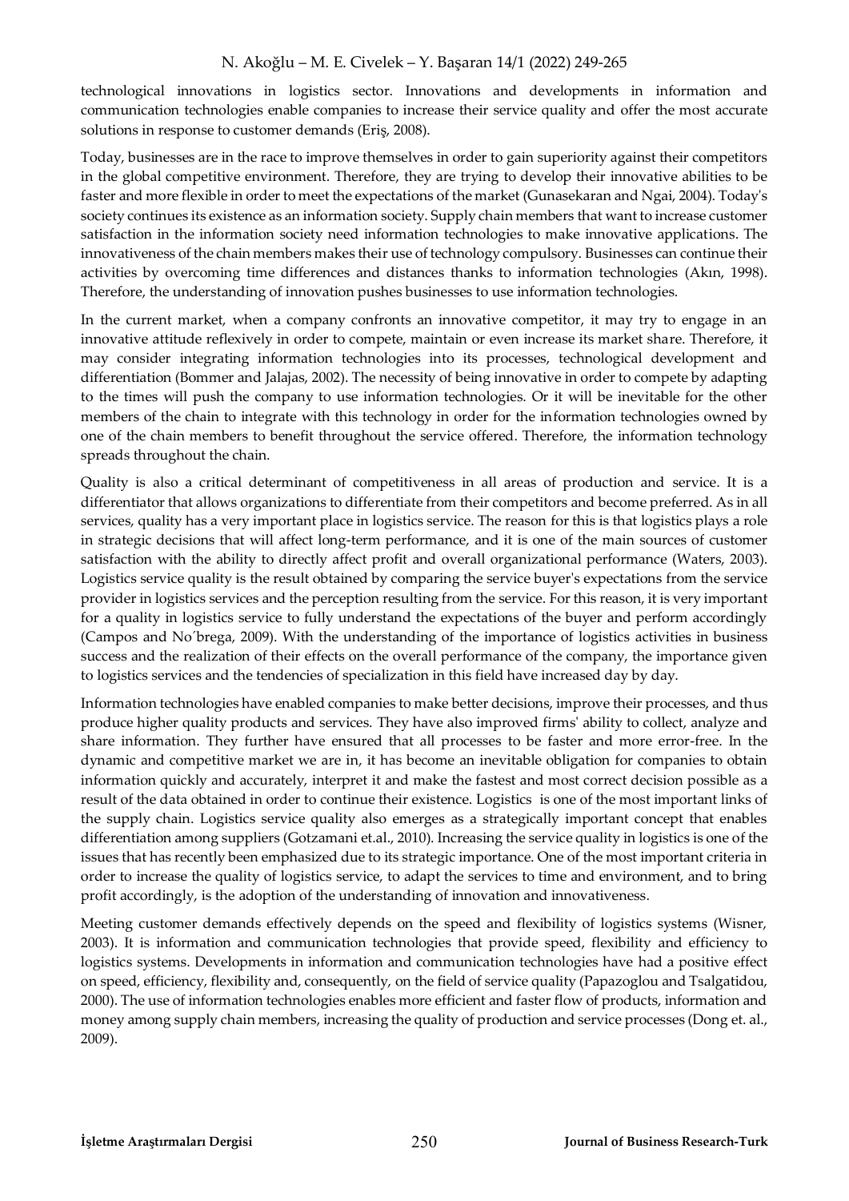technological innovations in logistics sector. Innovations and developments in information and communication technologies enable companies to increase their service quality and offer the most accurate solutions in response to customer demands (Eriş, 2008).

Today, businesses are in the race to improve themselves in order to gain superiority against their competitors in the global competitive environment. Therefore, they are trying to develop their innovative abilities to be faster and more flexible in order to meet the expectations of the market (Gunasekaran and Ngai, 2004). Today's society continues its existence as an information society. Supply chain members that want to increase customer satisfaction in the information society need information technologies to make innovative applications. The innovativeness of the chain members makes their use of technology compulsory. Businesses can continue their activities by overcoming time differences and distances thanks to information technologies (Akın, 1998). Therefore, the understanding of innovation pushes businesses to use information technologies.

In the current market, when a company confronts an innovative competitor, it may try to engage in an innovative attitude reflexively in order to compete, maintain or even increase its market share. Therefore, it may consider integrating information technologies into its processes, technological development and differentiation (Bommer and Jalajas, 2002). The necessity of being innovative in order to compete by adapting to the times will push the company to use information technologies. Or it will be inevitable for the other members of the chain to integrate with this technology in order for the information technologies owned by one of the chain members to benefit throughout the service offered. Therefore, the information technology spreads throughout the chain.

Quality is also a critical determinant of competitiveness in all areas of production and service. It is a differentiator that allows organizations to differentiate from their competitors and become preferred. As in all services, quality has a very important place in logistics service. The reason for this is that logistics plays a role in strategic decisions that will affect long-term performance, and it is one of the main sources of customer satisfaction with the ability to directly affect profit and overall organizational performance (Waters, 2003). Logistics service quality is the result obtained by comparing the service buyer's expectations from the service provider in logistics services and the perception resulting from the service. For this reason, it is very important for a quality in logistics service to fully understand the expectations of the buyer and perform accordingly (Campos and No´brega, 2009). With the understanding of the importance of logistics activities in business success and the realization of their effects on the overall performance of the company, the importance given to logistics services and the tendencies of specialization in this field have increased day by day.

Information technologies have enabled companies to make better decisions, improve their processes, and thus produce higher quality products and services. They have also improved firms' ability to collect, analyze and share information. They further have ensured that all processes to be faster and more error-free. In the dynamic and competitive market we are in, it has become an inevitable obligation for companies to obtain information quickly and accurately, interpret it and make the fastest and most correct decision possible as a result of the data obtained in order to continue their existence. Logistics is one of the most important links of the supply chain. Logistics service quality also emerges as a strategically important concept that enables differentiation among suppliers (Gotzamani et.al., 2010). Increasing the service quality in logistics is one of the issues that has recently been emphasized due to its strategic importance. One of the most important criteria in order to increase the quality of logistics service, to adapt the services to time and environment, and to bring profit accordingly, is the adoption of the understanding of innovation and innovativeness.

Meeting customer demands effectively depends on the speed and flexibility of logistics systems (Wisner, 2003). It is information and communication technologies that provide speed, flexibility and efficiency to logistics systems. Developments in information and communication technologies have had a positive effect on speed, efficiency, flexibility and, consequently, on the field of service quality (Papazoglou and Tsalgatidou, 2000). The use of information technologies enables more efficient and faster flow of products, information and money among supply chain members, increasing the quality of production and service processes (Dong et. al., 2009).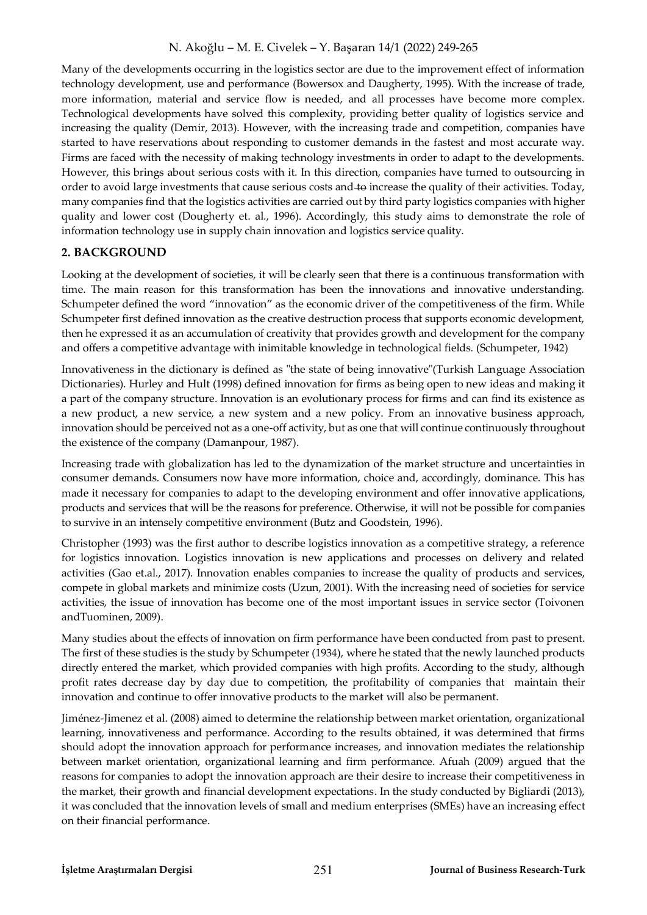Many of the developments occurring in the logistics sector are due to the improvement effect of information technology development, use and performance (Bowersox and Daugherty, 1995). With the increase of trade, more information, material and service flow is needed, and all processes have become more complex. Technological developments have solved this complexity, providing better quality of logistics service and increasing the quality (Demir, 2013). However, with the increasing trade and competition, companies have started to have reservations about responding to customer demands in the fastest and most accurate way. Firms are faced with the necessity of making technology investments in order to adapt to the developments. However, this brings about serious costs with it. In this direction, companies have turned to outsourcing in order to avoid large investments that cause serious costs and ~~to~~ increase the quality of their activities. Today, many companies find that the logistics activities are carried out by third party logistics companies with higher quality and lower cost (Dougherty et. al., 1996). Accordingly, this study aims to demonstrate the role of information technology use in supply chain innovation and logistics service quality.

## 2. BACKGROUND

Looking at the development of societies, it will be clearly seen that there is a continuous transformation with time. The main reason for this transformation has been the innovations and innovative understanding. Schumpeter defined the word "innovation" as the economic driver of the competitiveness of the firm. While Schumpeter first defined innovation as the creative destruction process that supports economic development, then he expressed it as an accumulation of creativity that provides growth and development for the company and offers a competitive advantage with inimitable knowledge in technological fields. (Schumpeter, 1942)

Innovativeness in the dictionary is defined as "the state of being innovative"(Turkish Language Association Dictionaries). Hurley and Hult (1998) defined innovation for firms as being open to new ideas and making it a part of the company structure. Innovation is an evolutionary process for firms and can find its existence as a new product, a new service, a new system and a new policy. From an innovative business approach, innovation should be perceived not as a one-off activity, but as one that will continue continuously throughout the existence of the company (Damanpour, 1987).

Increasing trade with globalization has led to the dynamization of the market structure and uncertainties in consumer demands. Consumers now have more information, choice and, accordingly, dominance. This has made it necessary for companies to adapt to the developing environment and offer innovative applications, products and services that will be the reasons for preference. Otherwise, it will not be possible for companies to survive in an intensely competitive environment (Butz and Goodstein, 1996).

Christopher (1993) was the first author to describe logistics innovation as a competitive strategy, a reference for logistics innovation. Logistics innovation is new applications and processes on delivery and related activities (Gao et.al., 2017). Innovation enables companies to increase the quality of products and services, compete in global markets and minimize costs (Uzun, 2001). With the increasing need of societies for service activities, the issue of innovation has become one of the most important issues in service sector (Toivonen andTuominen, 2009).

Many studies about the effects of innovation on firm performance have been conducted from past to present. The first of these studies is the study by Schumpeter (1934), where he stated that the newly launched products directly entered the market, which provided companies with high profits. According to the study, although profit rates decrease day by day due to competition, the profitability of companies that maintain their innovation and continue to offer innovative products to the market will also be permanent.

Jiménez-Jimenez et al. (2008) aimed to determine the relationship between market orientation, organizational learning, innovativeness and performance. According to the results obtained, it was determined that firms should adopt the innovation approach for performance increases, and innovation mediates the relationship between market orientation, organizational learning and firm performance. Afuah (2009) argued that the reasons for companies to adopt the innovation approach are their desire to increase their competitiveness in the market, their growth and financial development expectations. In the study conducted by Bigliardi (2013), it was concluded that the innovation levels of small and medium enterprises (SMEs) have an increasing effect on their financial performance.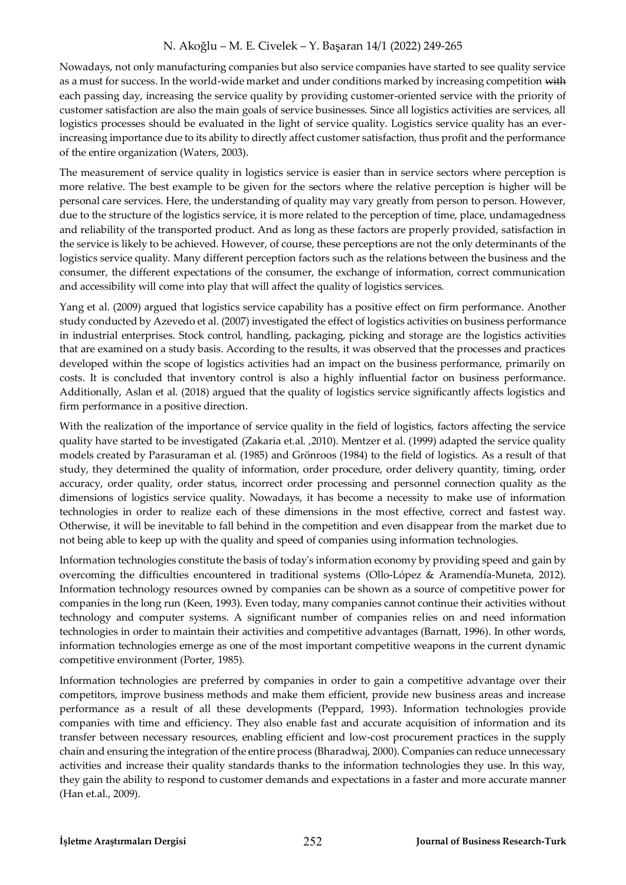Nowadays, not only manufacturing companies but also service companies have started to see quality service as a must for success. In the world-wide market and under conditions marked by increasing competition ~~with~~ each passing day, increasing the service quality by providing customer-oriented service with the priority of customer satisfaction are also the main goals of service businesses. Since all logistics activities are services, all logistics processes should be evaluated in the light of service quality. Logistics service quality has an ever-increasing importance due to its ability to directly affect customer satisfaction, thus profit and the performance of the entire organization (Waters, 2003).

The measurement of service quality in logistics service is easier than in service sectors where perception is more relative. The best example to be given for the sectors where the relative perception is higher will be personal care services. Here, the understanding of quality may vary greatly from person to person. However, due to the structure of the logistics service, it is more related to the perception of time, place, undamagedness and reliability of the transported product. And as long as these factors are properly provided, satisfaction in the service is likely to be achieved. However, of course, these perceptions are not the only determinants of the logistics service quality. Many different perception factors such as the relations between the business and the consumer, the different expectations of the consumer, the exchange of information, correct communication and accessibility will come into play that will affect the quality of logistics services.

Yang et al. (2009) argued that logistics service capability has a positive effect on firm performance. Another study conducted by Azevedo et al. (2007) investigated the effect of logistics activities on business performance in industrial enterprises. Stock control, handling, packaging, picking and storage are the logistics activities that are examined on a study basis. According to the results, it was observed that the processes and practices developed within the scope of logistics activities had an impact on the business performance, primarily on costs. It is concluded that inventory control is also a highly influential factor on business performance. Additionally, Aslan et al. (2018) argued that the quality of logistics service significantly affects logistics and firm performance in a positive direction.

With the realization of the importance of service quality in the field of logistics, factors affecting the service quality have started to be investigated (Zakaria et.al. ,2010). Mentzer et al. (1999) adapted the service quality models created by Parasuraman et al. (1985) and Grönroos (1984) to the field of logistics. As a result of that study, they determined the quality of information, order procedure, order delivery quantity, timing, order accuracy, order quality, order status, incorrect order processing and personnel connection quality as the dimensions of logistics service quality. Nowadays, it has become a necessity to make use of information technologies in order to realize each of these dimensions in the most effective, correct and fastest way. Otherwise, it will be inevitable to fall behind in the competition and even disappear from the market due to not being able to keep up with the quality and speed of companies using information technologies.

Information technologies constitute the basis of today's information economy by providing speed and gain by overcoming the difficulties encountered in traditional systems (Ollo-López & Aramendía-Muneta, 2012). Information technology resources owned by companies can be shown as a source of competitive power for companies in the long run (Keen, 1993). Even today, many companies cannot continue their activities without technology and computer systems. A significant number of companies relies on and need information technologies in order to maintain their activities and competitive advantages (Barnatt, 1996). In other words, information technologies emerge as one of the most important competitive weapons in the current dynamic competitive environment (Porter, 1985).

Information technologies are preferred by companies in order to gain a competitive advantage over their competitors, improve business methods and make them efficient, provide new business areas and increase performance as a result of all these developments (Peppard, 1993). Information technologies provide companies with time and efficiency. They also enable fast and accurate acquisition of information and its transfer between necessary resources, enabling efficient and low-cost procurement practices in the supply chain and ensuring the integration of the entire process (Bharadwaj, 2000). Companies can reduce unnecessary activities and increase their quality standards thanks to the information technologies they use. In this way, they gain the ability to respond to customer demands and expectations in a faster and more accurate manner (Han et.al., 2009).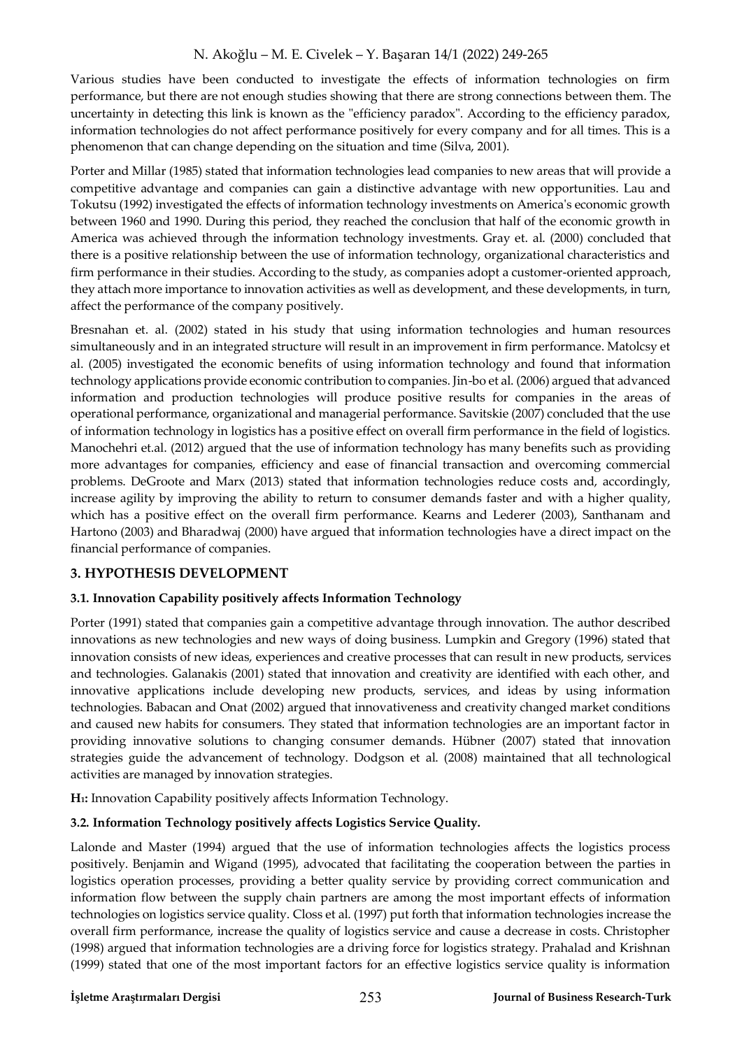Various studies have been conducted to investigate the effects of information technologies on firm performance, but there are not enough studies showing that there are strong connections between them. The uncertainty in detecting this link is known as the "efficiency paradox". According to the efficiency paradox, information technologies do not affect performance positively for every company and for all times. This is a phenomenon that can change depending on the situation and time (Silva, 2001).

Porter and Millar (1985) stated that information technologies lead companies to new areas that will provide a competitive advantage and companies can gain a distinctive advantage with new opportunities. Lau and Tokutsu (1992) investigated the effects of information technology investments on America's economic growth between 1960 and 1990. During this period, they reached the conclusion that half of the economic growth in America was achieved through the information technology investments. Gray et. al. (2000) concluded that there is a positive relationship between the use of information technology, organizational characteristics and firm performance in their studies. According to the study, as companies adopt a customer-oriented approach, they attach more importance to innovation activities as well as development, and these developments, in turn, affect the performance of the company positively.

Bresnahan et. al. (2002) stated in his study that using information technologies and human resources simultaneously and in an integrated structure will result in an improvement in firm performance. Matolcsy et al. (2005) investigated the economic benefits of using information technology and found that information technology applications provide economic contribution to companies. Jin-bo et al. (2006) argued that advanced information and production technologies will produce positive results for companies in the areas of operational performance, organizational and managerial performance. Savitskie (2007) concluded that the use of information technology in logistics has a positive effect on overall firm performance in the field of logistics. Manochehri et.al. (2012) argued that the use of information technology has many benefits such as providing more advantages for companies, efficiency and ease of financial transaction and overcoming commercial problems. DeGroote and Marx (2013) stated that information technologies reduce costs and, accordingly, increase agility by improving the ability to return to consumer demands faster and with a higher quality, which has a positive effect on the overall firm performance. Kearns and Lederer (2003), Santhanam and Hartono (2003) and Bharadwaj (2000) have argued that information technologies have a direct impact on the financial performance of companies.

## 3. HYPOTHESIS DEVELOPMENT

### 3.1. Innovation Capability positively affects Information Technology

Porter (1991) stated that companies gain a competitive advantage through innovation. The author described innovations as new technologies and new ways of doing business. Lumpkin and Gregory (1996) stated that innovation consists of new ideas, experiences and creative processes that can result in new products, services and technologies. Galanakis (2001) stated that innovation and creativity are identified with each other, and innovative applications include developing new products, services, and ideas by using information technologies. Babacan and Onat (2002) argued that innovativeness and creativity changed market conditions and caused new habits for consumers. They stated that information technologies are an important factor in providing innovative solutions to changing consumer demands. Hübner (2007) stated that innovation strategies guide the advancement of technology. Dodgson et al. (2008) maintained that all technological activities are managed by innovation strategies.

**H$_1$:** Innovation Capability positively affects Information Technology.

### 3.2. Information Technology positively affects Logistics Service Quality.

Lalonde and Master (1994) argued that the use of information technologies affects the logistics process positively. Benjamin and Wigand (1995), advocated that facilitating the cooperation between the parties in logistics operation processes, providing a better quality service by providing correct communication and information flow between the supply chain partners are among the most important effects of information technologies on logistics service quality. Closs et al. (1997) put forth that information technologies increase the overall firm performance, increase the quality of logistics service and cause a decrease in costs. Christopher (1998) argued that information technologies are a driving force for logistics strategy. Prahalad and Krishnan (1999) stated that one of the most important factors for an effective logistics service quality is information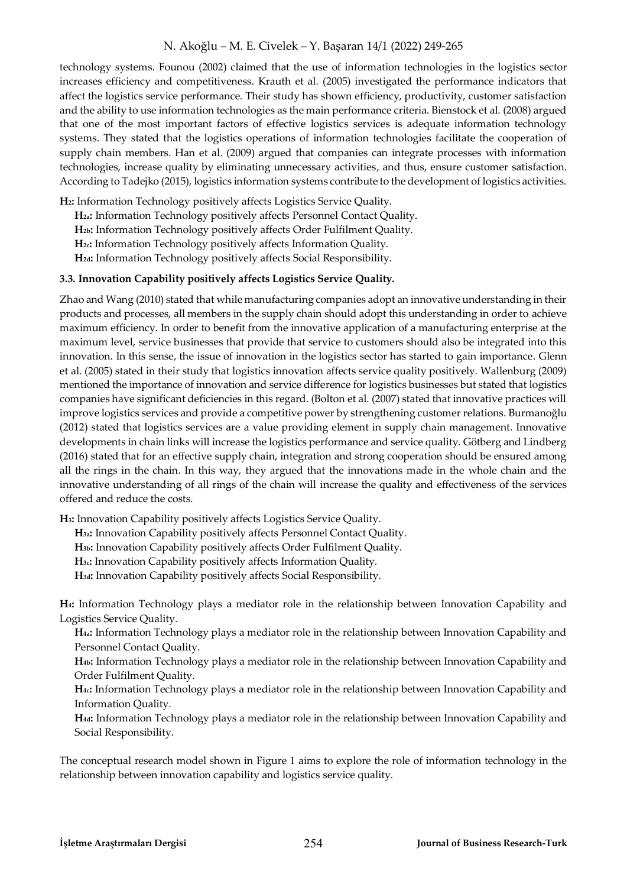technology systems. Founou (2002) claimed that the use of information technologies in the logistics sector increases efficiency and competitiveness. Krauth et al. (2005) investigated the performance indicators that affect the logistics service performance. Their study has shown efficiency, productivity, customer satisfaction and the ability to use information technologies as the main performance criteria. Bienstock et al. (2008) argued that one of the most important factors of effective logistics services is adequate information technology systems. They stated that the logistics operations of information technologies facilitate the cooperation of supply chain members. Han et al. (2009) argued that companies can integrate processes with information technologies, increase quality by eliminating unnecessary activities, and thus, ensure customer satisfaction. According to Tadejko (2015), logistics information systems contribute to the development of logistics activities.

**$H_2$:** Information Technology positively affects Logistics Service Quality.

- **$H_{2a}$:** Information Technology positively affects Personnel Contact Quality.
- **$H_{2b}$:** Information Technology positively affects Order Fulfilment Quality.
- **$H_{2c}$:** Information Technology positively affects Information Quality.
- **$H_{2d}$:** Information Technology positively affects Social Responsibility.

### 3.3. Innovation Capability positively affects Logistics Service Quality.

Zhao and Wang (2010) stated that while manufacturing companies adopt an innovative understanding in their products and processes, all members in the supply chain should adopt this understanding in order to achieve maximum efficiency. In order to benefit from the innovative application of a manufacturing enterprise at the maximum level, service businesses that provide that service to customers should also be integrated into this innovation. In this sense, the issue of innovation in the logistics sector has started to gain importance. Glenn et al. (2005) stated in their study that logistics innovation affects service quality positively. Wallenburg (2009) mentioned the importance of innovation and service difference for logistics businesses but stated that logistics companies have significant deficiencies in this regard. (Bolton et al. (2007) stated that innovative practices will improve logistics services and provide a competitive power by strengthening customer relations. Burmanoğlu (2012) stated that logistics services are a value providing element in supply chain management. Innovative developments in chain links will increase the logistics performance and service quality. Götberg and Lindberg (2016) stated that for an effective supply chain, integration and strong cooperation should be ensured among all the rings in the chain. In this way, they argued that the innovations made in the whole chain and the innovative understanding of all rings of the chain will increase the quality and effectiveness of the services offered and reduce the costs.

**$H_3$:** Innovation Capability positively affects Logistics Service Quality.

- **$H_{3a}$:** Innovation Capability positively affects Personnel Contact Quality.
- **$H_{3b}$:** Innovation Capability positively affects Order Fulfilment Quality.
- **$H_{3c}$:** Innovation Capability positively affects Information Quality.
- **$H_{3d}$:** Innovation Capability positively affects Social Responsibility.

**$H_4$:** Information Technology plays a mediator role in the relationship between Innovation Capability and Logistics Service Quality.

- **$H_{4a}$:** Information Technology plays a mediator role in the relationship between Innovation Capability and Personnel Contact Quality.
- **$H_{4b}$:** Information Technology plays a mediator role in the relationship between Innovation Capability and Order Fulfilment Quality.
- **$H_{4c}$:** Information Technology plays a mediator role in the relationship between Innovation Capability and Information Quality.
- **$H_{4d}$:** Information Technology plays a mediator role in the relationship between Innovation Capability and Social Responsibility.

The conceptual research model shown in Figure 1 aims to explore the role of information technology in the relationship between innovation capability and logistics service quality.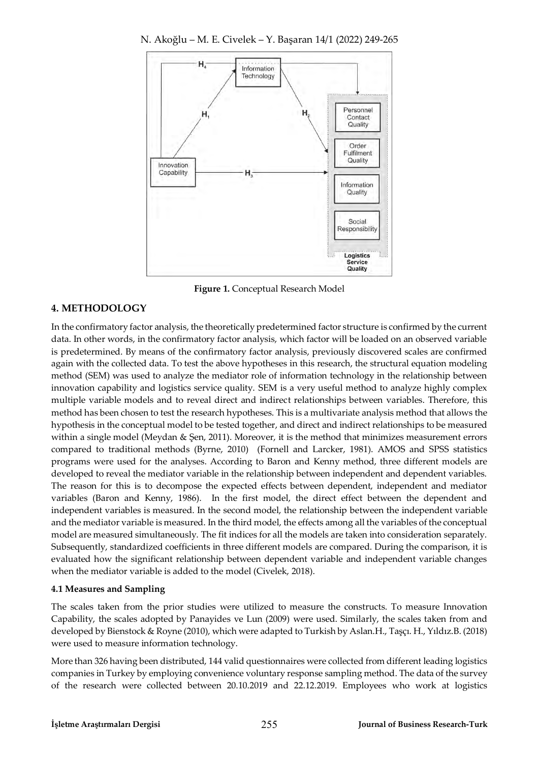H4

Information Technology

H1

H2

Personnel Contact Quality

Order Fulfilment Quality

Innovation Capability

H3

Information Quality

Social Responsibility

Logistics Service Quality

**Figure 1.** Conceptual Research Model

## 4. METHODOLOGY

In the confirmatory factor analysis, the theoretically predetermined factor structure is confirmed by the current data. In other words, in the confirmatory factor analysis, which factor will be loaded on an observed variable is predetermined. By means of the confirmatory factor analysis, previously discovered scales are confirmed again with the collected data. To test the above hypotheses in this research, the structural equation modeling method (SEM) was used to analyze the mediator role of information technology in the relationship between innovation capability and logistics service quality. SEM is a very useful method to analyze highly complex multiple variable models and to reveal direct and indirect relationships between variables. Therefore, this method has been chosen to test the research hypotheses. This is a multivariate analysis method that allows the hypothesis in the conceptual model to be tested together, and direct and indirect relationships to be measured within a single model (Meydan & Şen, 2011). Moreover, it is the method that minimizes measurement errors compared to traditional methods (Byrne, 2010) (Fornell and Larcker, 1981). AMOS and SPSS statistics programs were used for the analyses. According to Baron and Kenny method, three different models are developed to reveal the mediator variable in the relationship between independent and dependent variables. The reason for this is to decompose the expected effects between dependent, independent and mediator variables (Baron and Kenny, 1986). In the first model, the direct effect between the dependent and independent variables is measured. In the second model, the relationship between the independent variable and the mediator variable is measured. In the third model, the effects among all the variables of the conceptual model are measured simultaneously. The fit indices for all the models are taken into consideration separately. Subsequently, standardized coefficients in three different models are compared. During the comparison, it is evaluated how the significant relationship between dependent variable and independent variable changes when the mediator variable is added to the model (Civelek, 2018).

### 4.1 Measures and Sampling

The scales taken from the prior studies were utilized to measure the constructs. To measure Innovation Capability, the scales adopted by Panayides ve Lun (2009) were used. Similarly, the scales taken from and developed by Bienstock & Royne (2010), which were adapted to Turkish by Aslan.H., Taşçı. H., Yıldız.B. (2018) were used to measure information technology.

More than 326 having been distributed, 144 valid questionnaires were collected from different leading logistics companies in Turkey by employing convenience voluntary response sampling method. The data of the survey of the research were collected between 20.10.2019 and 22.12.2019. Employees who work at logistics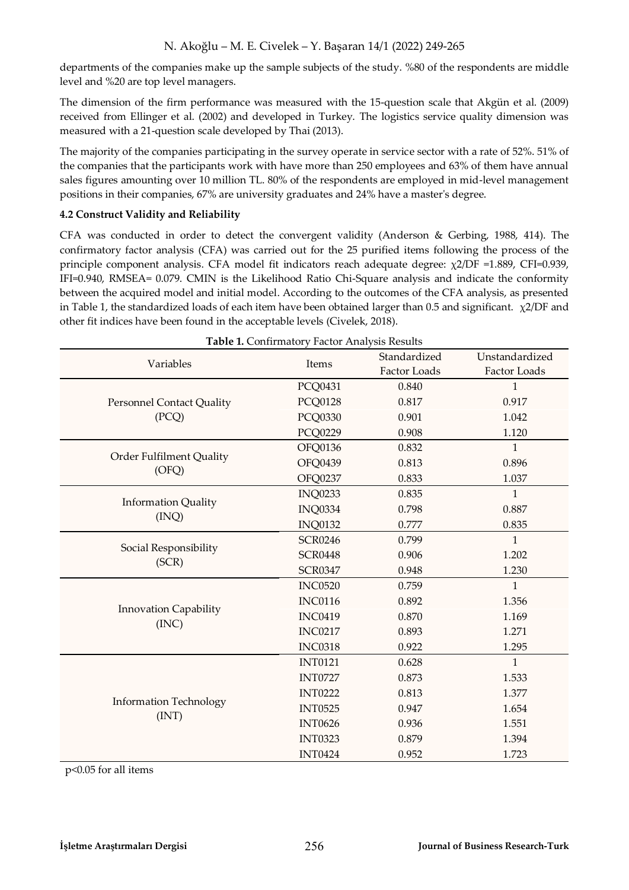departments of the companies make up the sample subjects of the study. %80 of the respondents are middle level and %20 are top level managers.

The dimension of the firm performance was measured with the 15-question scale that Akgün et al. (2009) received from Ellinger et al. (2002) and developed in Turkey. The logistics service quality dimension was measured with a 21-question scale developed by Thai (2013).

The majority of the companies participating in the survey operate in service sector with a rate of 52%. 51% of the companies that the participants work with have more than 250 employees and 63% of them have annual sales figures amounting over 10 million TL. 80% of the respondents are employed in mid-level management positions in their companies, 67% are university graduates and 24% have a master's degree.

**4.2 Construct Validity and Reliability**

CFA was conducted in order to detect the convergent validity (Anderson & Gerbing, 1988, 414). The confirmatory factor analysis (CFA) was carried out for the 25 purified items following the process of the principle component analysis. CFA model fit indicators reach adequate degree: $\chi 2/DF$ =1.889, CFI=0.939, IFI=0.940, RMSEA= 0.079. CMIN is the Likelihood Ratio Chi-Square analysis and indicate the conformity between the acquired model and initial model. According to the outcomes of the CFA analysis, as presented in Table 1, the standardized loads of each item have been obtained larger than 0.5 and significant. $\chi 2/DF$ and other fit indices have been found in the acceptable levels (Civelek, 2018).

**Table 1.** Confirmatory Factor Analysis Results

| Variables | Items | Standardized Factor Loads | Unstandardized Factor Loads |
|---|---|---|---|
| Personnel Contact Quality (PCQ) | PCQ0431 | 0.840 | 1 |
| | PCQ0128 | 0.817 | 0.917 |
| | PCQ0330 | 0.901 | 1.042 |
| | PCQ0229 | 0.908 | 1.120 |
| Order Fulfilment Quality (OFQ) | OFQ0136 | 0.832 | 1 |
| | OFQ0439 | 0.813 | 0.896 |
| | OFQ0237 | 0.833 | 1.037 |
| Information Quality (INQ) | INQ0233 | 0.835 | 1 |
| | INQ0334 | 0.798 | 0.887 |
| | INQ0132 | 0.777 | 0.835 |
| Social Responsibility (SCR) | SCR0246 | 0.799 | 1 |
| | SCR0448 | 0.906 | 1.202 |
| | SCR0347 | 0.948 | 1.230 |
| Innovation Capability (INC) | INC0520 | 0.759 | 1 |
| | INC0116 | 0.892 | 1.356 |
| | INC0419 | 0.870 | 1.169 |
| | INC0217 | 0.893 | 1.271 |
| | INC0318 | 0.922 | 1.295 |
| Information Technology (INT) | INT0121 | 0.628 | 1 |
| | INT0727 | 0.873 | 1.533 |
| | INT0222 | 0.813 | 1.377 |
| | INT0525 | 0.947 | 1.654 |
| | INT0626 | 0.936 | 1.551 |
| | INT0323 | 0.879 | 1.394 |
| | INT0424 | 0.952 | 1.723 |

$p<0.05$ for all items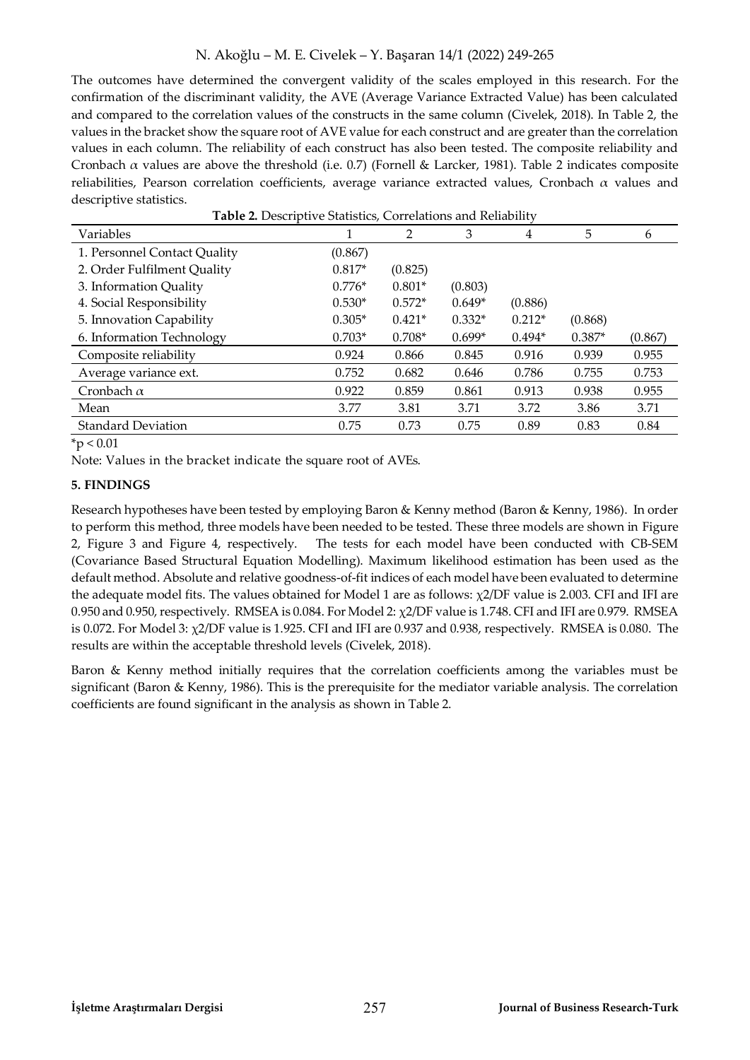The outcomes have determined the convergent validity of the scales employed in this research. For the confirmation of the discriminant validity, the AVE (Average Variance Extracted Value) has been calculated and compared to the correlation values of the constructs in the same column (Civelek, 2018). In Table 2, the values in the bracket show the square root of AVE value for each construct and are greater than the correlation values in each column. The reliability of each construct has also been tested. The composite reliability and Cronbach $\alpha$ values are above the threshold (i.e. 0.7) (Fornell & Larcker, 1981). Table 2 indicates composite reliabilities, Pearson correlation coefficients, average variance extracted values, Cronbach $\alpha$ values and descriptive statistics.

**Table 2.** Descriptive Statistics, Correlations and Reliability

| Variables | 1 | 2 | 3 | 4 | 5 | 6 |
|---|---|---|---|---|---|---|
| 1. Personnel Contact Quality | (0.867) | | | | | |
| 2. Order Fulfilment Quality | 0.817* | (0.825) | | | | |
| 3. Information Quality | 0.776* | 0.801* | (0.803) | | | |
| 4. Social Responsibility | 0.530* | 0.572* | 0.649* | (0.886) | | |
| 5. Innovation Capability | 0.305* | 0.421* | 0.332* | 0.212* | (0.868) | |
| 6. Information Technology | 0.703* | 0.708* | 0.699* | 0.494* | 0.387* | (0.867) |
| Composite reliability | 0.924 | 0.866 | 0.845 | 0.916 | 0.939 | 0.955 |
| Average variance ext. | 0.752 | 0.682 | 0.646 | 0.786 | 0.755 | 0.753 |
| Cronbach $\alpha$ | 0.922 | 0.859 | 0.861 | 0.913 | 0.938 | 0.955 |
| Mean | 3.77 | 3.81 | 3.71 | 3.72 | 3.86 | 3.71 |
| Standard Deviation | 0.75 | 0.73 | 0.75 | 0.89 | 0.83 | 0.84 |

*$p < 0.01$

Note: Values in the bracket indicate the square root of AVEs.

## 5. FINDINGS

Research hypotheses have been tested by employing Baron & Kenny method (Baron & Kenny, 1986). In order to perform this method, three models have been needed to be tested. These three models are shown in Figure 2, Figure 3 and Figure 4, respectively. The tests for each model have been conducted with CB-SEM (Covariance Based Structural Equation Modelling). Maximum likelihood estimation has been used as the default method. Absolute and relative goodness-of-fit indices of each model have been evaluated to determine the adequate model fits. The values obtained for Model 1 are as follows: $\chi 2/DF$ value is 2.003. CFI and IFI are 0.950 and 0.950, respectively. RMSEA is 0.084. For Model 2: $\chi 2/DF$ value is 1.748. CFI and IFI are 0.979. RMSEA is 0.072. For Model 3: $\chi 2/DF$ value is 1.925. CFI and IFI are 0.937 and 0.938, respectively. RMSEA is 0.080. The results are within the acceptable threshold levels (Civelek, 2018).

Baron & Kenny method initially requires that the correlation coefficients among the variables must be significant (Baron & Kenny, 1986). This is the prerequisite for the mediator variable analysis. The correlation coefficients are found significant in the analysis as shown in Table 2.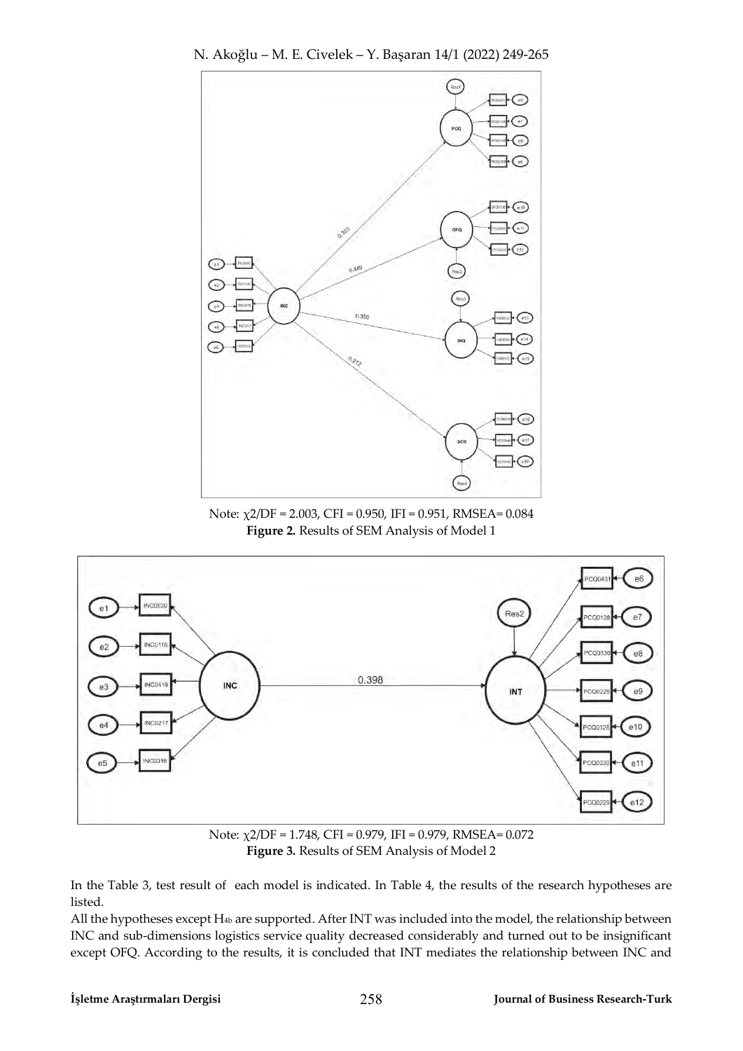Note: $\chi 2/DF = 2.003$, CFI = 0.950, IFI = 0.951, RMSEA= 0.084

**Figure 2.** Results of SEM Analysis of Model 1

Note: $\chi 2/DF = 1.748$, CFI = 0.979, IFI = 0.979, RMSEA= 0.072

**Figure 3.** Results of SEM Analysis of Model 2

In the Table 3, test result of each model is indicated. In Table 4, the results of the research hypotheses are listed.

All the hypotheses except $H_{4b}$ are supported. After INT was included into the model, the relationship between INC and sub-dimensions logistics service quality decreased considerably and turned out to be insignificant except OFQ. According to the results, it is concluded that INT mediates the relationship between INC and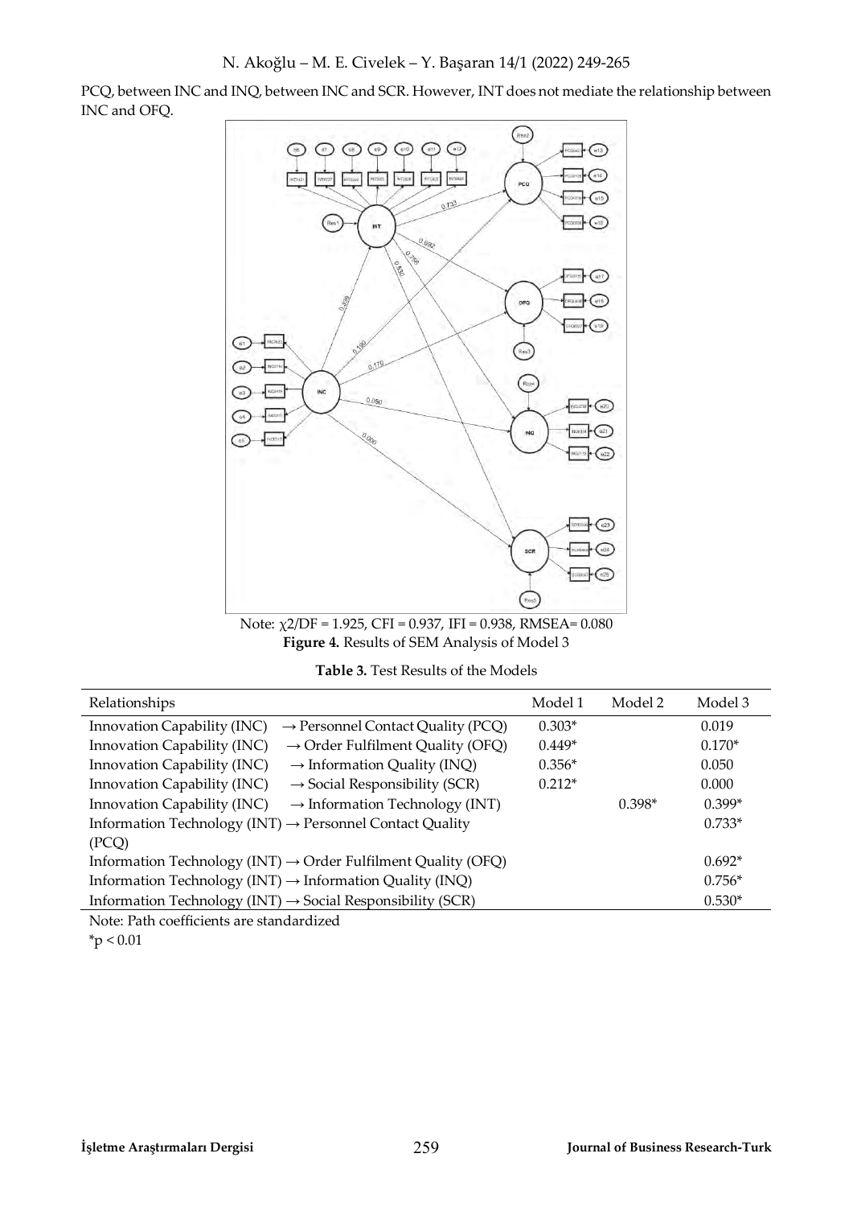PCQ, between INC and INQ, between INC and SCR. However, INT does not mediate the relationship between INC and OFQ.

Note: $\chi 2/DF = 1.925$, CFI = 0.937, IFI = 0.938, RMSEA= 0.080

**Figure 4.** Results of SEM Analysis of Model 3

**Table 3.** Test Results of the Models

| Relationships | Model 1 | Model 2 | Model 3 |
|---|---|---|---|
| Innovation Capability (INC) → Personnel Contact Quality (PCQ) | 0.303* | | 0.019 |
| Innovation Capability (INC) → Order Fulfilment Quality (OFQ) | 0.449* | | 0.170* |
| Innovation Capability (INC) → Information Quality (INQ) | 0.356* | | 0.050 |
| Innovation Capability (INC) → Social Responsibility (SCR) | 0.212* | | 0.000 |
| Innovation Capability (INC) → Information Technology (INT) | | 0.398* | 0.399* |
| Information Technology (INT) → Personnel Contact Quality (PCQ) | | | 0.733* |
| Information Technology (INT) → Order Fulfilment Quality (OFQ) | | | 0.692* |
| Information Technology (INT) → Information Quality (INQ) | | | 0.756* |
| Information Technology (INT) → Social Responsibility (SCR) | | | 0.530* |

Note: Path coefficients are standardized

*p < 0.01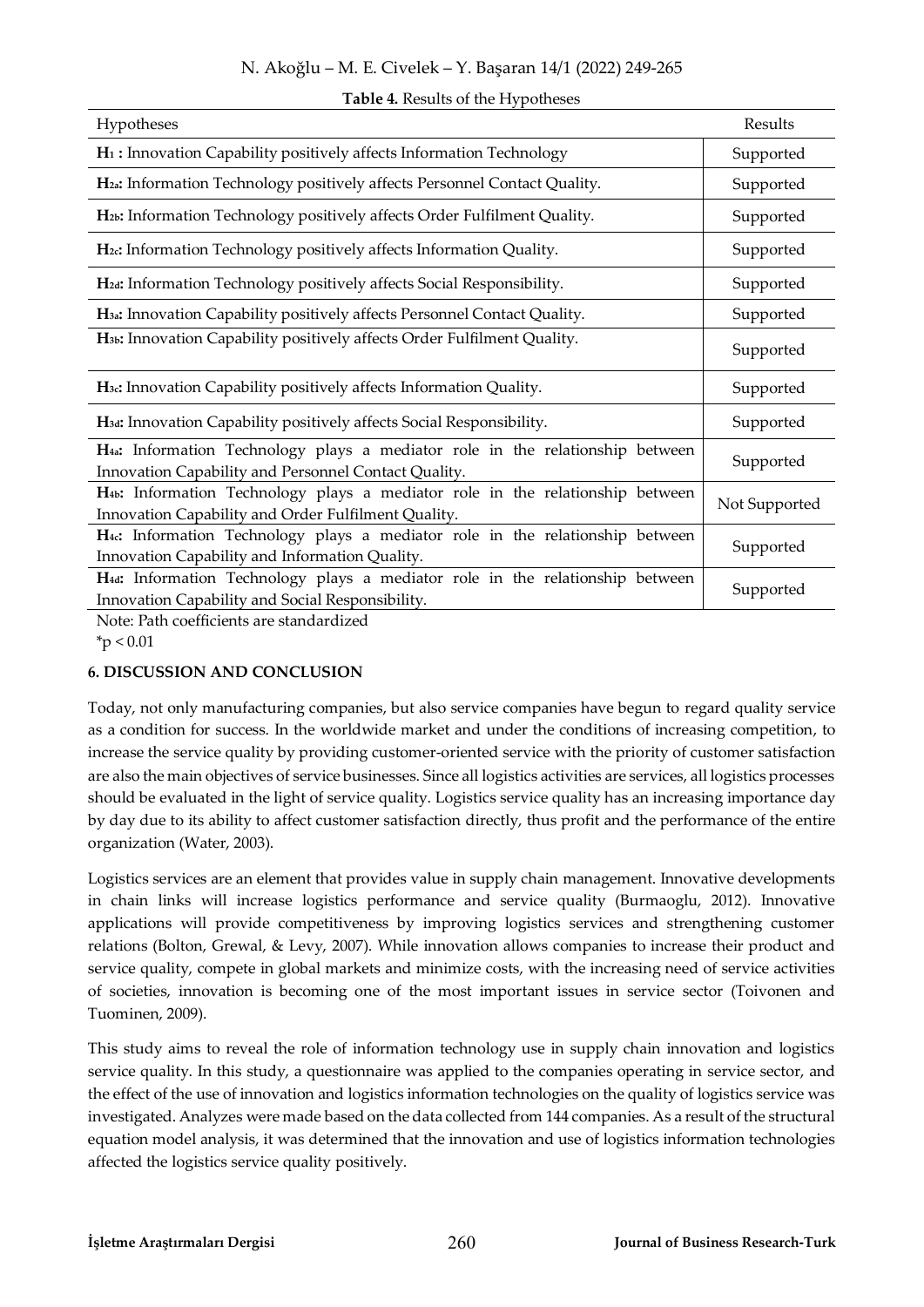**Table 4.** Results of the Hypotheses

| Hypotheses | Results |
|---|---|
| **$H_1$ :** Innovation Capability positively affects Information Technology | Supported |
| **$H_{2a}$:** Information Technology positively affects Personnel Contact Quality. | Supported |
| **$H_{2b}$:** Information Technology positively affects Order Fulfilment Quality. | Supported |
| **$H_{2c}$:** Information Technology positively affects Information Quality. | Supported |
| **$H_{2d}$:** Information Technology positively affects Social Responsibility. | Supported |
| **$H_{3a}$:** Innovation Capability positively affects Personnel Contact Quality. | Supported |
| **$H_{3b}$:** Innovation Capability positively affects Order Fulfilment Quality. | Supported |
| **$H_{3c}$:** Innovation Capability positively affects Information Quality. | Supported |
| **$H_{3d}$:** Innovation Capability positively affects Social Responsibility. | Supported |
| **$H_{4a}$:** Information Technology plays a mediator role in the relationship between Innovation Capability and Personnel Contact Quality. | Supported |
| **$H_{4b}$:** Information Technology plays a mediator role in the relationship between Innovation Capability and Order Fulfilment Quality. | Not Supported |
| **$H_{4c}$:** Information Technology plays a mediator role in the relationship between Innovation Capability and Information Quality. | Supported |
| **$H_{4d}$:** Information Technology plays a mediator role in the relationship between Innovation Capability and Social Responsibility. | Supported |

Note: Path coefficients are standardized

*$p < 0.01$

## 6. DISCUSSION AND CONCLUSION

Today, not only manufacturing companies, but also service companies have begun to regard quality service as a condition for success. In the worldwide market and under the conditions of increasing competition, to increase the service quality by providing customer-oriented service with the priority of customer satisfaction are also the main objectives of service businesses. Since all logistics activities are services, all logistics processes should be evaluated in the light of service quality. Logistics service quality has an increasing importance day by day due to its ability to affect customer satisfaction directly, thus profit and the performance of the entire organization (Water, 2003).

Logistics services are an element that provides value in supply chain management. Innovative developments in chain links will increase logistics performance and service quality (Burmaoglu, 2012). Innovative applications will provide competitiveness by improving logistics services and strengthening customer relations (Bolton, Grewal, & Levy, 2007). While innovation allows companies to increase their product and service quality, compete in global markets and minimize costs, with the increasing need of service activities of societies, innovation is becoming one of the most important issues in service sector (Toivonen and Tuominen, 2009).

This study aims to reveal the role of information technology use in supply chain innovation and logistics service quality. In this study, a questionnaire was applied to the companies operating in service sector, and the effect of the use of innovation and logistics information technologies on the quality of logistics service was investigated. Analyzes were made based on the data collected from 144 companies. As a result of the structural equation model analysis, it was determined that the innovation and use of logistics information technologies affected the logistics service quality positively.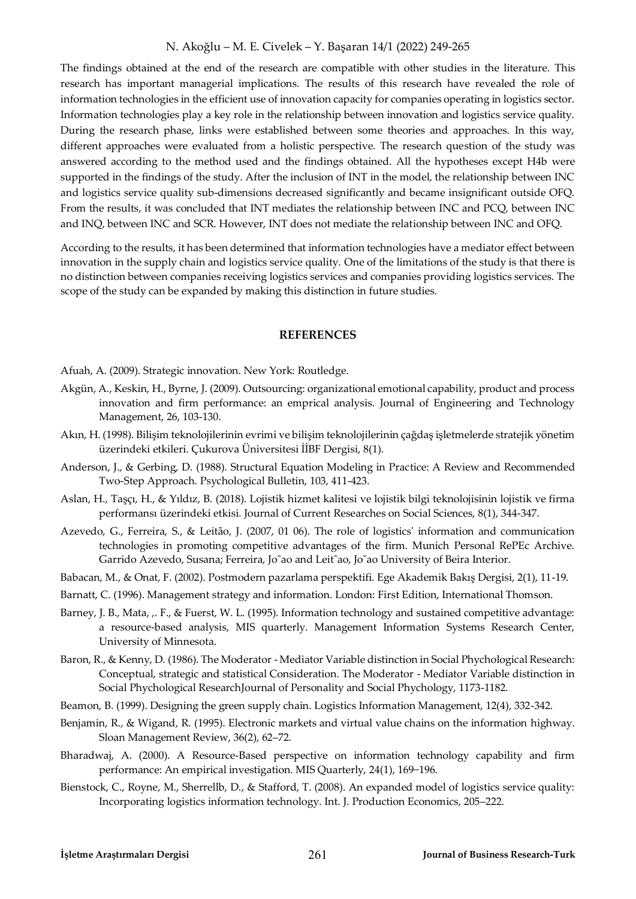The findings obtained at the end of the research are compatible with other studies in the literature. This research has important managerial implications. The results of this research have revealed the role of information technologies in the efficient use of innovation capacity for companies operating in logistics sector. Information technologies play a key role in the relationship between innovation and logistics service quality. During the research phase, links were established between some theories and approaches. In this way, different approaches were evaluated from a holistic perspective. The research question of the study was answered according to the method used and the findings obtained. All the hypotheses except H4b were supported in the findings of the study. After the inclusion of INT in the model, the relationship between INC and logistics service quality sub-dimensions decreased significantly and became insignificant outside OFQ. From the results, it was concluded that INT mediates the relationship between INC and PCQ, between INC and INQ, between INC and SCR. However, INT does not mediate the relationship between INC and OFQ.

According to the results, it has been determined that information technologies have a mediator effect between innovation in the supply chain and logistics service quality. One of the limitations of the study is that there is no distinction between companies receiving logistics services and companies providing logistics services. The scope of the study can be expanded by making this distinction in future studies.

## REFERENCES

Afuah, A. (2009). Strategic innovation. New York: Routledge.

Akgün, A., Keskin, H., Byrne, J. (2009). Outsourcing: organizational emotional capability, product and process innovation and firm performance: an emprical analysis. Journal of Engineering and Technology Management, 26, 103-130.

Akın, H. (1998). Bilişim teknolojilerinin evrimi ve bilişim teknolojilerinin çağdaş işletmelerde stratejik yönetim üzerindeki etkileri. Çukurova Üniversitesi İİBF Dergisi, 8(1).

Anderson, J., & Gerbing, D. (1988). Structural Equation Modeling in Practice: A Review and Recommended Two-Step Approach. Psychological Bulletin, 103, 411-423.

Aslan, H., Taşçı, H., & Yıldız, B. (2018). Lojistik hizmet kalitesi ve lojistik bilgi teknolojisinin lojistik ve firma performansı üzerindeki etkisi. Journal of Current Researches on Social Sciences, 8(1), 344-347.

Azevedo, G., Ferreira, S., & Leitão, J. (2007, 01 06). The role of logistics' information and communication technologies in promoting competitive advantages of the firm. Munich Personal RePEc Archive. Garrido Azevedo, Susana; Ferreira, Jo˜ao and Leit˜ao, Jo˜ao University of Beira Interior.

Babacan, M., & Onat, F. (2002). Postmodern pazarlama perspektifi. Ege Akademik Bakış Dergisi, 2(1), 11-19.

Barnatt, C. (1996). Management strategy and information. London: First Edition, International Thomson.

Barney, J. B., Mata, ,. F., & Fuerst, W. L. (1995). Information technology and sustained competitive advantage: a resource-based analysis, MIS quarterly. Management Information Systems Research Center, University of Minnesota.

Baron, R., & Kenny, D. (1986). The Moderator - Mediator Variable distinction in Social Phychological Research: Conceptual, strategic and statistical Consideration. The Moderator - Mediator Variable distinction in Social Phychological ResearchJournal of Personality and Social Phychology, 1173-1182.

Beamon, B. (1999). Designing the green supply chain. Logistics Information Management, 12(4), 332-342.

Benjamin, R., & Wigand, R. (1995). Electronic markets and virtual value chains on the information highway. Sloan Management Review, 36(2), 62–72.

Bharadwaj, A. (2000). A Resource-Based perspective on information technology capability and firm performance: An empirical investigation. MIS Quarterly, 24(1), 169–196.

Bienstock, C., Royne, M., Sherrellb, D., & Stafford, T. (2008). An expanded model of logistics service quality: Incorporating logistics information technology. Int. J. Production Economics, 205–222.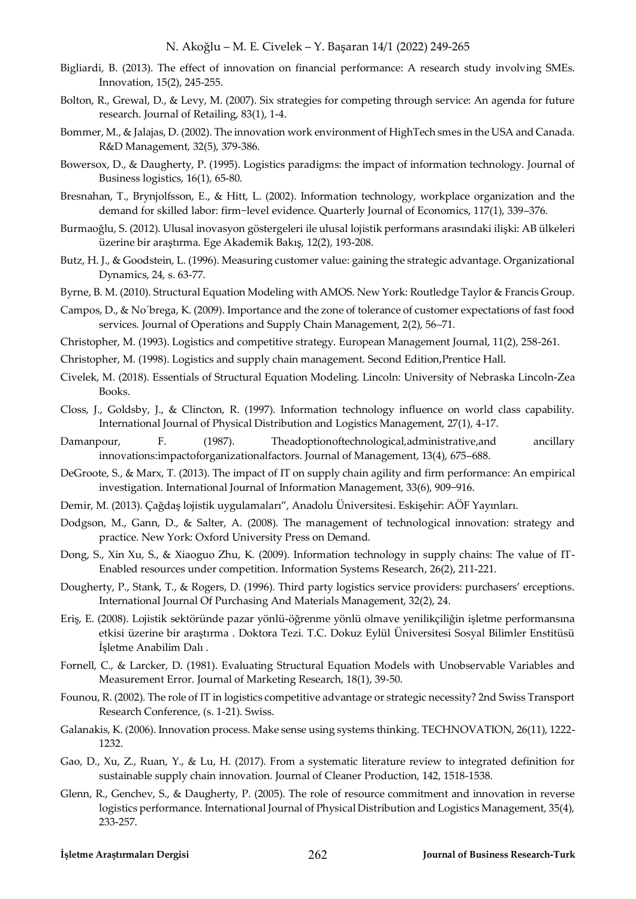Bigliardi, B. (2013). The effect of innovation on financial performance: A research study involving SMEs. Innovation, 15(2), 245-255.

Bolton, R., Grewal, D., & Levy, M. (2007). Six strategies for competing through service: An agenda for future research. Journal of Retailing, 83(1), 1-4.

Bommer, M., & Jalajas, D. (2002). The innovation work environment of HighTech smes in the USA and Canada. R&D Management, 32(5), 379-386.

Bowersox, D., & Daugherty, P. (1995). Logistics paradigms: the impact of information technology. Journal of Business logistics, 16(1), 65-80.

Bresnahan, T., Brynjolfsson, E., & Hitt, L. (2002). Information technology, workplace organization and the demand for skilled labor: firm−level evidence. Quarterly Journal of Economics, 117(1), 339–376.

Burmaoğlu, S. (2012). Ulusal inovasyon göstergeleri ile ulusal lojistik performans arasındaki ilişki: AB ülkeleri üzerine bir araştırma. Ege Akademik Bakış, 12(2), 193-208.

Butz, H. J., & Goodstein, L. (1996). Measuring customer value: gaining the strategic advantage. Organizational Dynamics, 24, s. 63-77.

Byrne, B. M. (2010). Structural Equation Modeling with AMOS. New York: Routledge Taylor & Francis Group.

Campos, D., & No´brega, K. (2009). Importance and the zone of tolerance of customer expectations of fast food services. Journal of Operations and Supply Chain Management, 2(2), 56–71.

Christopher, M. (1993). Logistics and competitive strategy. European Management Journal, 11(2), 258-261.

Christopher, M. (1998). Logistics and supply chain management. Second Edition,Prentice Hall.

Civelek, M. (2018). Essentials of Structural Equation Modeling. Lincoln: University of Nebraska Lincoln-Zea Books.

Closs, J., Goldsby, J., & Clincton, R. (1997). Information technology influence on world class capability. International Journal of Physical Distribution and Logistics Management, 27(1), 4-17.

Damanpour, F. (1987). Theadoptionoftechnological,administrative,and ancillary innovations:impactoforganizationalfactors. Journal of Management, 13(4), 675–688.

DeGroote, S., & Marx, T. (2013). The impact of IT on supply chain agility and firm performance: An empirical investigation. International Journal of Information Management, 33(6), 909–916.

Demir, M. (2013). Çağdaş lojistik uygulamaları", Anadolu Üniversitesi. Eskişehir: AÖF Yayınları.

Dodgson, M., Gann, D., & Salter, A. (2008). The management of technological innovation: strategy and practice. New York: Oxford University Press on Demand.

Dong, S., Xin Xu, S., & Xiaoguo Zhu, K. (2009). Information technology in supply chains: The value of IT-Enabled resources under competition. Information Systems Research, 26(2), 211-221.

Dougherty, P., Stank, T., & Rogers, D. (1996). Third party logistics service providers: purchasers' erceptions. International Journal Of Purchasing And Materials Management, 32(2), 24.

Eriş, E. (2008). Lojistik sektöründe pazar yönlü-öğrenme yönlü olmave yenilikçiliğin işletme performansına etkisi üzerine bir araştırma . Doktora Tezi. T.C. Dokuz Eylül Üniversitesi Sosyal Bilimler Enstitüsü İşletme Anabilim Dalı .

Fornell, C., & Larcker, D. (1981). Evaluating Structural Equation Models with Unobservable Variables and Measurement Error. Journal of Marketing Research, 18(1), 39-50.

Founou, R. (2002). The role of IT in logistics competitive advantage or strategic necessity? 2nd Swiss Transport Research Conference, (s. 1-21). Swiss.

Galanakis, K. (2006). Innovation process. Make sense using systems thinking. TECHNOVATION, 26(11), 1222-1232.

Gao, D., Xu, Z., Ruan, Y., & Lu, H. (2017). From a systematic literature review to integrated definition for sustainable supply chain innovation. Journal of Cleaner Production, 142, 1518-1538.

Glenn, R., Genchev, S., & Daugherty, P. (2005). The role of resource commitment and innovation in reverse logistics performance. International Journal of Physical Distribution and Logistics Management, 35(4), 233-257.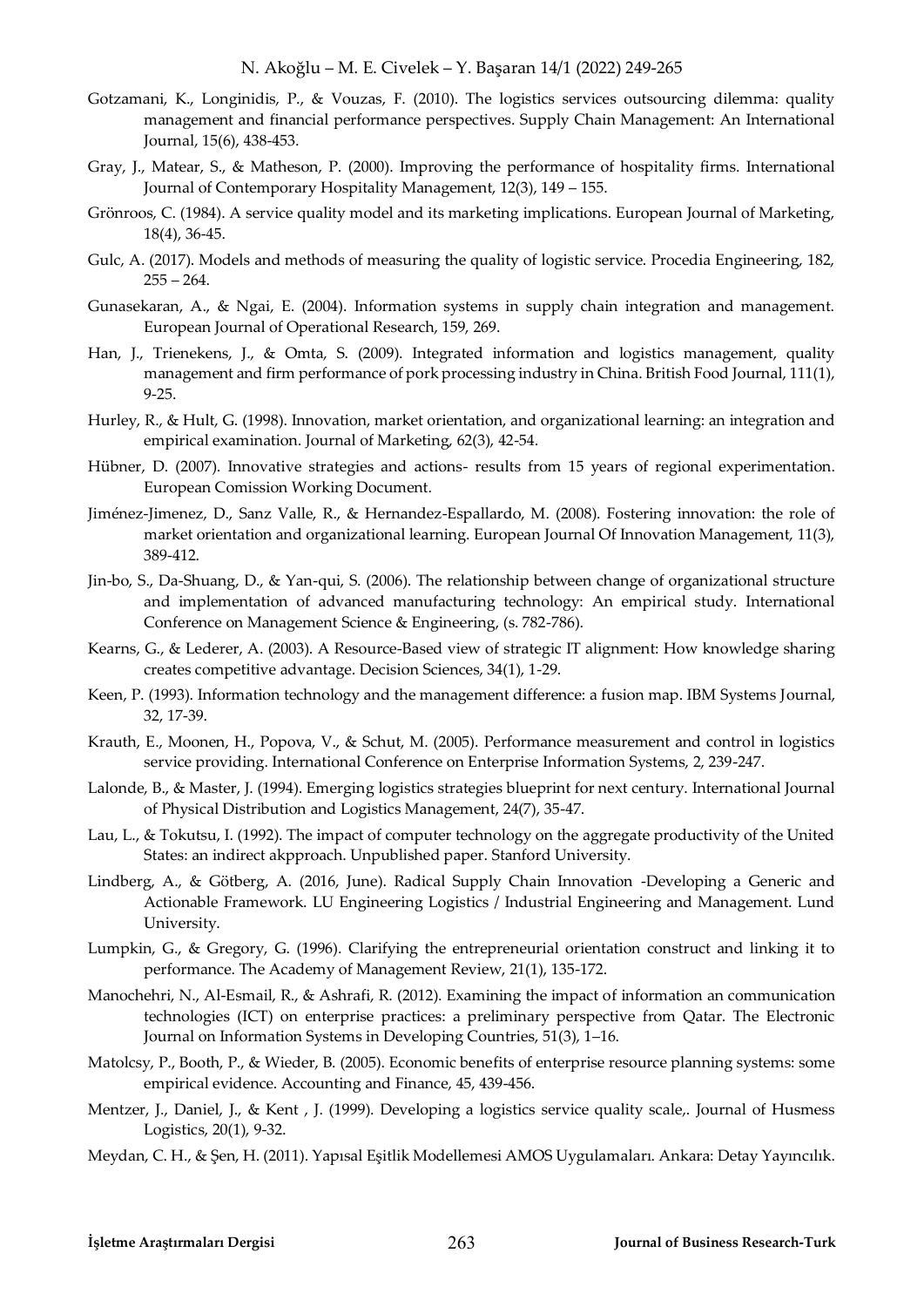Gotzamani, K., Longinidis, P., & Vouzas, F. (2010). The logistics services outsourcing dilemma: quality management and financial performance perspectives. Supply Chain Management: An International Journal, 15(6), 438-453.

Gray, J., Matear, S., & Matheson, P. (2000). Improving the performance of hospitality firms. International Journal of Contemporary Hospitality Management, 12(3), 149 – 155.

Grönroos, C. (1984). A service quality model and its marketing implications. European Journal of Marketing, 18(4), 36-45.

Gulc, A. (2017). Models and methods of measuring the quality of logistic service. Procedia Engineering, 182, 255 – 264.

Gunasekaran, A., & Ngai, E. (2004). Information systems in supply chain integration and management. European Journal of Operational Research, 159, 269.

Han, J., Trienekens, J., & Omta, S. (2009). Integrated information and logistics management, quality management and firm performance of pork processing industry in China. British Food Journal, 111(1), 9-25.

Hurley, R., & Hult, G. (1998). Innovation, market orientation, and organizational learning: an integration and empirical examination. Journal of Marketing, 62(3), 42-54.

Hübner, D. (2007). Innovative strategies and actions- results from 15 years of regional experimentation. European Comission Working Document.

Jiménez-Jimenez, D., Sanz Valle, R., & Hernandez-Espallardo, M. (2008). Fostering innovation: the role of market orientation and organizational learning. European Journal Of Innovation Management, 11(3), 389-412.

Jin-bo, S., Da-Shuang, D., & Yan-qui, S. (2006). The relationship between change of organizational structure and implementation of advanced manufacturing technology: An empirical study. International Conference on Management Science & Engineering, (s. 782-786).

Kearns, G., & Lederer, A. (2003). A Resource-Based view of strategic IT alignment: How knowledge sharing creates competitive advantage. Decision Sciences, 34(1), 1-29.

Keen, P. (1993). Information technology and the management difference: a fusion map. IBM Systems Journal, 32, 17-39.

Krauth, E., Moonen, H., Popova, V., & Schut, M. (2005). Performance measurement and control in logistics service providing. International Conference on Enterprise Information Systems, 2, 239-247.

Lalonde, B., & Master, J. (1994). Emerging logistics strategies blueprint for next century. International Journal of Physical Distribution and Logistics Management, 24(7), 35-47.

Lau, L., & Tokutsu, I. (1992). The impact of computer technology on the aggregate productivity of the United States: an indirect akpproach. Unpublished paper. Stanford University.

Lindberg, A., & Götberg, A. (2016, June). Radical Supply Chain Innovation -Developing a Generic and Actionable Framework. LU Engineering Logistics / Industrial Engineering and Management. Lund University.

Lumpkin, G., & Gregory, G. (1996). Clarifying the entrepreneurial orientation construct and linking it to performance. The Academy of Management Review, 21(1), 135-172.

Manochehri, N., Al-Esmail, R., & Ashrafi, R. (2012). Examining the impact of information an communication technologies (ICT) on enterprise practices: a preliminary perspective from Qatar. The Electronic Journal on Information Systems in Developing Countries, 51(3), 1–16.

Matolcsy, P., Booth, P., & Wieder, B. (2005). Economic benefits of enterprise resource planning systems: some empirical evidence. Accounting and Finance, 45, 439-456.

Mentzer, J., Daniel, J., & Kent , J. (1999). Developing a logistics service quality scale,. Journal of Husmess Logistics, 20(1), 9-32.

Meydan, C. H., & Şen, H. (2011). Yapısal Eşitlik Modellemesi AMOS Uygulamaları. Ankara: Detay Yayıncılık.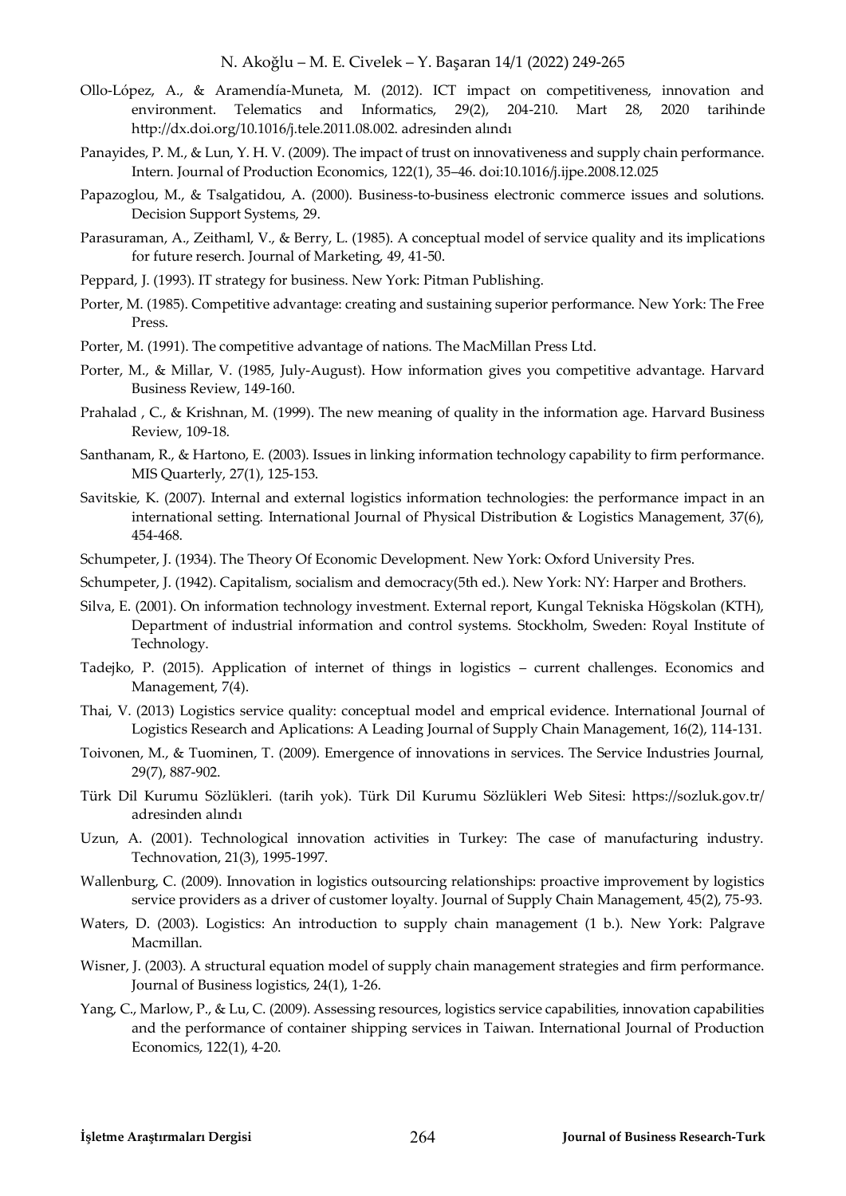Ollo-López, A., & Aramendía-Muneta, M. (2012). ICT impact on competitiveness, innovation and environment. Telematics and Informatics, 29(2), 204-210. Mart 28, 2020 tarihinde http://dx.doi.org/10.1016/j.tele.2011.08.002. adresinden alındı

Panayides, P. M., & Lun, Y. H. V. (2009). The impact of trust on innovativeness and supply chain performance. Intern. Journal of Production Economics, 122(1), 35–46. doi:10.1016/j.ijpe.2008.12.025

Papazoglou, M., & Tsalgatidou, A. (2000). Business-to-business electronic commerce issues and solutions. Decision Support Systems, 29.

Parasuraman, A., Zeithaml, V., & Berry, L. (1985). A conceptual model of service quality and its implications for future reserch. Journal of Marketing, 49, 41-50.

Peppard, J. (1993). IT strategy for business. New York: Pitman Publishing.

Porter, M. (1985). Competitive advantage: creating and sustaining superior performance. New York: The Free Press.

Porter, M. (1991). The competitive advantage of nations. The MacMillan Press Ltd.

Porter, M., & Millar, V. (1985, July-August). How information gives you competitive advantage. Harvard Business Review, 149-160.

Prahalad , C., & Krishnan, M. (1999). The new meaning of quality in the information age. Harvard Business Review, 109-18.

Santhanam, R., & Hartono, E. (2003). Issues in linking information technology capability to firm performance. MIS Quarterly, 27(1), 125-153.

Savitskie, K. (2007). Internal and external logistics information technologies: the performance impact in an international setting. International Journal of Physical Distribution & Logistics Management, 37(6), 454-468.

Schumpeter, J. (1934). The Theory Of Economic Development. New York: Oxford University Pres.

Schumpeter, J. (1942). Capitalism, socialism and democracy(5th ed.). New York: NY: Harper and Brothers.

Silva, E. (2001). On information technology investment. External report, Kungal Tekniska Högskolan (KTH), Department of industrial information and control systems. Stockholm, Sweden: Royal Institute of Technology.

Tadejko, P. (2015). Application of internet of things in logistics – current challenges. Economics and Management, 7(4).

Thai, V. (2013) Logistics service quality: conceptual model and emprical evidence. International Journal of Logistics Research and Aplications: A Leading Journal of Supply Chain Management, 16(2), 114-131.

Toivonen, M., & Tuominen, T. (2009). Emergence of innovations in services. The Service Industries Journal, 29(7), 887-902.

Türk Dil Kurumu Sözlükleri. (tarih yok). Türk Dil Kurumu Sözlükleri Web Sitesi: https://sozluk.gov.tr/ adresinden alındı

Uzun, A. (2001). Technological innovation activities in Turkey: The case of manufacturing industry. Technovation, 21(3), 1995-1997.

Wallenburg, C. (2009). Innovation in logistics outsourcing relationships: proactive improvement by logistics service providers as a driver of customer loyalty. Journal of Supply Chain Management, 45(2), 75-93.

Waters, D. (2003). Logistics: An introduction to supply chain management (1 b.). New York: Palgrave Macmillan.

Wisner, J. (2003). A structural equation model of supply chain management strategies and firm performance. Journal of Business logistics, 24(1), 1-26.

Yang, C., Marlow, P., & Lu, C. (2009). Assessing resources, logistics service capabilities, innovation capabilities and the performance of container shipping services in Taiwan. International Journal of Production Economics, 122(1), 4-20.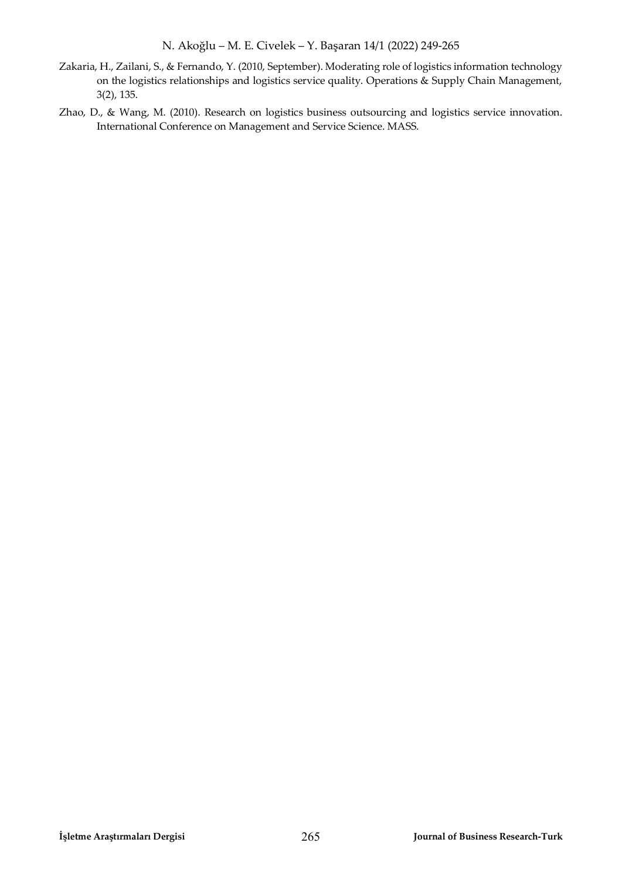Zakaria, H., Zailani, S., & Fernando, Y. (2010, September). Moderating role of logistics information technology on the logistics relationships and logistics service quality. Operations & Supply Chain Management, 3(2), 135.

Zhao, D., & Wang, M. (2010). Research on logistics business outsourcing and logistics service innovation. International Conference on Management and Service Science. MASS.